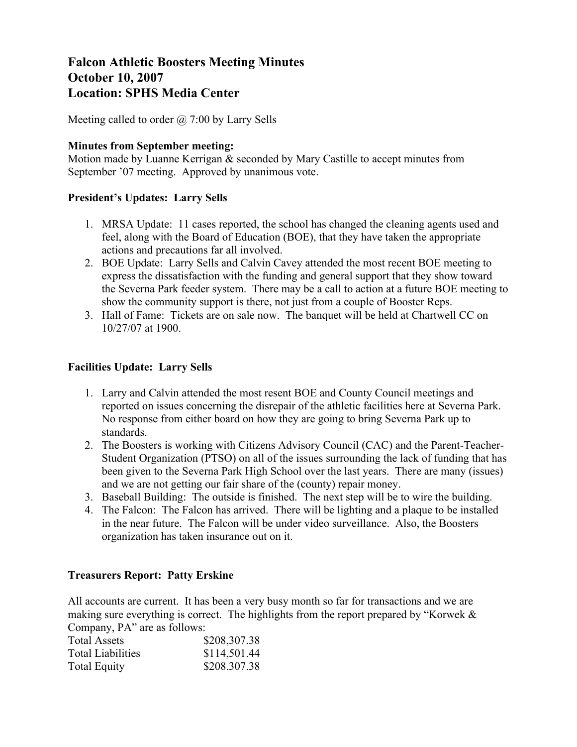# Falcon Athletic Boosters Meeting Minutes
# October 10, 2007
# Location: SPHS Media Center

Meeting called to order @ 7:00 by Larry Sells

**Minutes from September meeting:**
Motion made by Luanne Kerrigan & seconded by Mary Castille to accept minutes from September '07 meeting. Approved by unanimous vote.

**President's Updates: Larry Sells**

1. MRSA Update: 11 cases reported, the school has changed the cleaning agents used and feel, along with the Board of Education (BOE), that they have taken the appropriate actions and precautions far all involved.
2. BOE Update: Larry Sells and Calvin Cavey attended the most recent BOE meeting to express the dissatisfaction with the funding and general support that they show toward the Severna Park feeder system. There may be a call to action at a future BOE meeting to show the community support is there, not just from a couple of Booster Reps.
3. Hall of Fame: Tickets are on sale now. The banquet will be held at Chartwell CC on 10/27/07 at 1900.

**Facilities Update: Larry Sells**

1. Larry and Calvin attended the most resent BOE and County Council meetings and reported on issues concerning the disrepair of the athletic facilities here at Severna Park. No response from either board on how they are going to bring Severna Park up to standards.
2. The Boosters is working with Citizens Advisory Council (CAC) and the Parent-Teacher-Student Organization (PTSO) on all of the issues surrounding the lack of funding that has been given to the Severna Park High School over the last years. There are many (issues) and we are not getting our fair share of the (county) repair money.
3. Baseball Building: The outside is finished. The next step will be to wire the building.
4. The Falcon: The Falcon has arrived. There will be lighting and a plaque to be installed in the near future. The Falcon will be under video surveillance. Also, the Boosters organization has taken insurance out on it.

**Treasurers Report: Patty Erskine**

All accounts are current. It has been a very busy month so far for transactions and we are making sure everything is correct. The highlights from the report prepared by "Korwek & Company, PA" are as follows:

| | |
|---|---|
| Total Assets | $208,307.38 |
| Total Liabilities | $114,501.44 |
| Total Equity | $208.307.38 |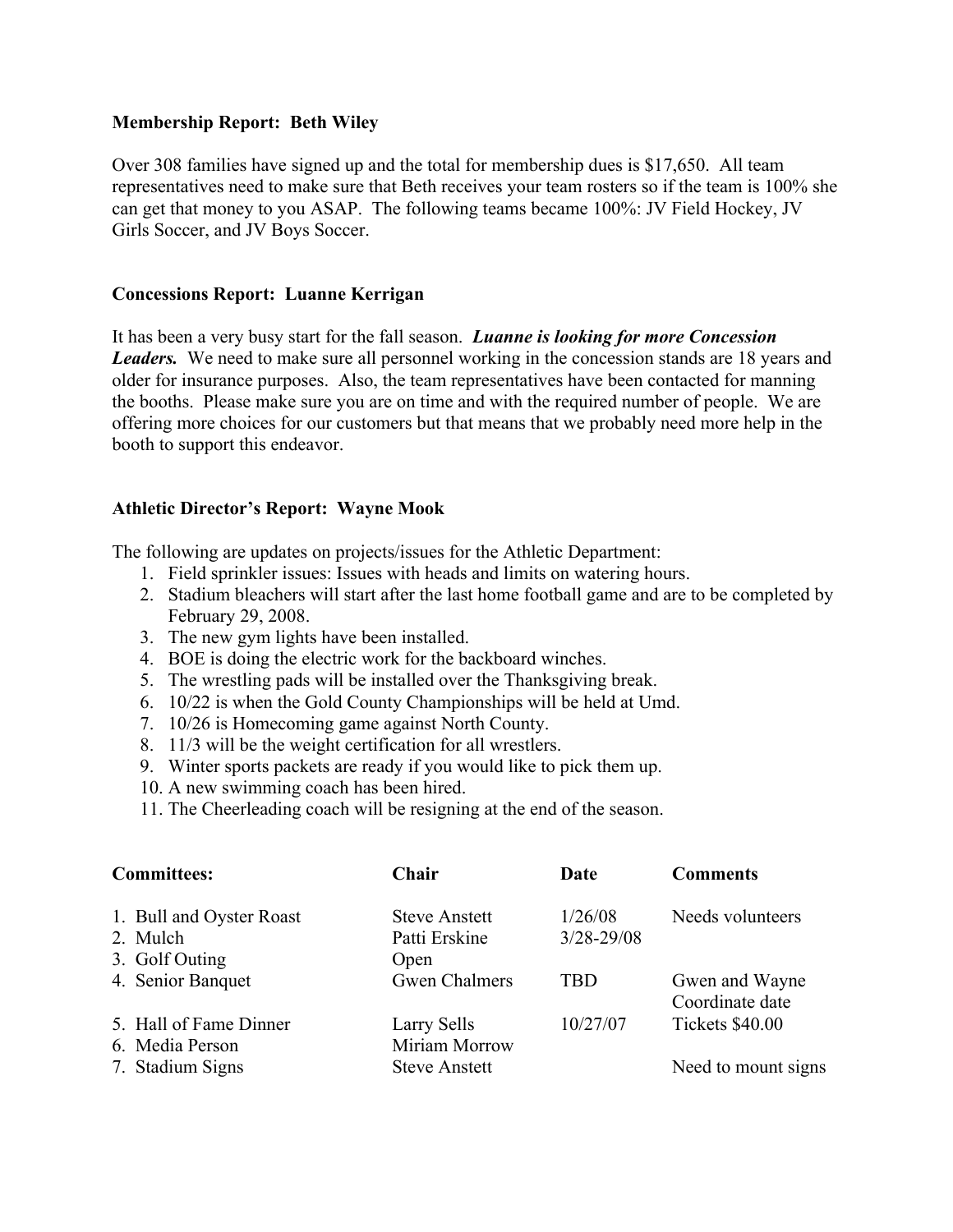**Membership Report: Beth Wiley**

Over 308 families have signed up and the total for membership dues is $17,650. All team representatives need to make sure that Beth receives your team rosters so if the team is 100% she can get that money to you ASAP. The following teams became 100%: JV Field Hockey, JV Girls Soccer, and JV Boys Soccer.

**Concessions Report: Luanne Kerrigan**

It has been a very busy start for the fall season. ***Luanne is looking for more Concession Leaders.*** We need to make sure all personnel working in the concession stands are 18 years and older for insurance purposes. Also, the team representatives have been contacted for manning the booths. Please make sure you are on time and with the required number of people. We are offering more choices for our customers but that means that we probably need more help in the booth to support this endeavor.

**Athletic Director's Report: Wayne Mook**

The following are updates on projects/issues for the Athletic Department:

1. Field sprinkler issues: Issues with heads and limits on watering hours.
2. Stadium bleachers will start after the last home football game and are to be completed by February 29, 2008.
3. The new gym lights have been installed.
4. BOE is doing the electric work for the backboard winches.
5. The wrestling pads will be installed over the Thanksgiving break.
6. 10/22 is when the Gold County Championships will be held at Umd.
7. 10/26 is Homecoming game against North County.
8. 11/3 will be the weight certification for all wrestlers.
9. Winter sports packets are ready if you would like to pick them up.
10. A new swimming coach has been hired.
11. The Cheerleading coach will be resigning at the end of the season.

| **Committees:** | **Chair** | **Date** | **Comments** |
|---|---|---|---|
| 1. Bull and Oyster Roast | Steve Anstett | 1/26/08 | Needs volunteers |
| 2. Mulch | Patti Erskine | 3/28-29/08 | |
| 3. Golf Outing | Open | | |
| 4. Senior Banquet | Gwen Chalmers | TBD | Gwen and Wayne Coordinate date |
| 5. Hall of Fame Dinner | Larry Sells | 10/27/07 | Tickets $40.00 |
| 6. Media Person | Miriam Morrow | | |
| 7. Stadium Signs | Steve Anstett | | Need to mount signs |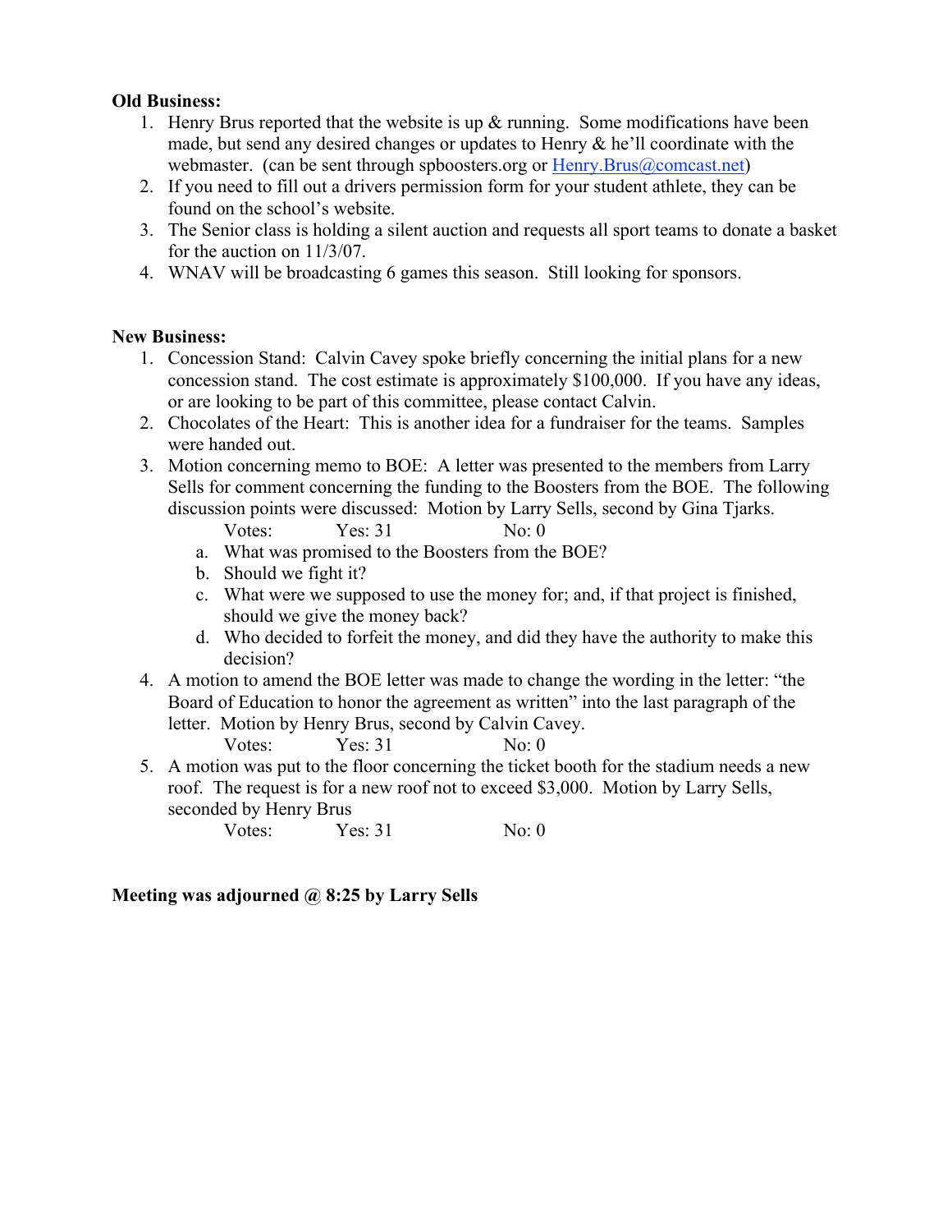**Old Business:**

1. Henry Brus reported that the website is up & running. Some modifications have been made, but send any desired changes or updates to Henry & he'll coordinate with the webmaster. (can be sent through spboosters.org or Henry.Brus@comcast.net)
2. If you need to fill out a drivers permission form for your student athlete, they can be found on the school's website.
3. The Senior class is holding a silent auction and requests all sport teams to donate a basket for the auction on 11/3/07.
4. WNAV will be broadcasting 6 games this season. Still looking for sponsors.

**New Business:**

1. Concession Stand: Calvin Cavey spoke briefly concerning the initial plans for a new concession stand. The cost estimate is approximately $100,000. If you have any ideas, or are looking to be part of this committee, please contact Calvin.
2. Chocolates of the Heart: This is another idea for a fundraiser for the teams. Samples were handed out.
3. Motion concerning memo to BOE: A letter was presented to the members from Larry Sells for comment concerning the funding to the Boosters from the BOE. The following discussion points were discussed: Motion by Larry Sells, second by Gina Tjarks.

   Votes: Yes: 31 No: 0

   a. What was promised to the Boosters from the BOE?
   b. Should we fight it?
   c. What were we supposed to use the money for; and, if that project is finished, should we give the money back?
   d. Who decided to forfeit the money, and did they have the authority to make this decision?
4. A motion to amend the BOE letter was made to change the wording in the letter: "the Board of Education to honor the agreement as written" into the last paragraph of the letter. Motion by Henry Brus, second by Calvin Cavey.

   Votes: Yes: 31 No: 0
5. A motion was put to the floor concerning the ticket booth for the stadium needs a new roof. The request is for a new roof not to exceed $3,000. Motion by Larry Sells, seconded by Henry Brus

   Votes: Yes: 31 No: 0

**Meeting was adjourned @ 8:25 by Larry Sells**